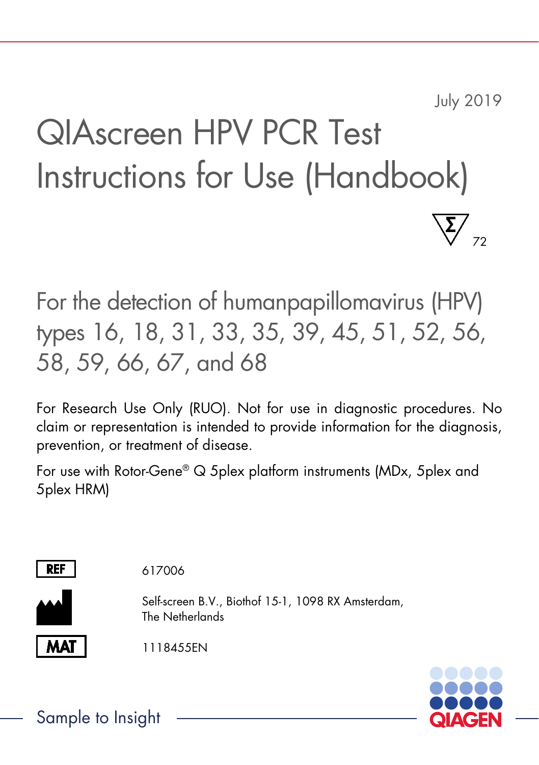July 2019

# QIAscreen HPV PCR Test Instructions for Use (Handbook)

Σ 72

## For the detection of humanpapillomavirus (HPV) types 16, 18, 31, 33, 35, 39, 45, 51, 52, 56, 58, 59, 66, 67, and 68

For Research Use Only (RUO). Not for use in diagnostic procedures. No claim or representation is intended to provide information for the diagnosis, prevention, or treatment of disease.

For use with Rotor-Gene® Q 5plex platform instruments (MDx, 5plex and 5plex HRM)

REF 617006

Self-screen B.V., Biothof 15-1, 1098 RX Amsterdam, The Netherlands

MAT 1118455EN

Sample to Insight

QIAGEN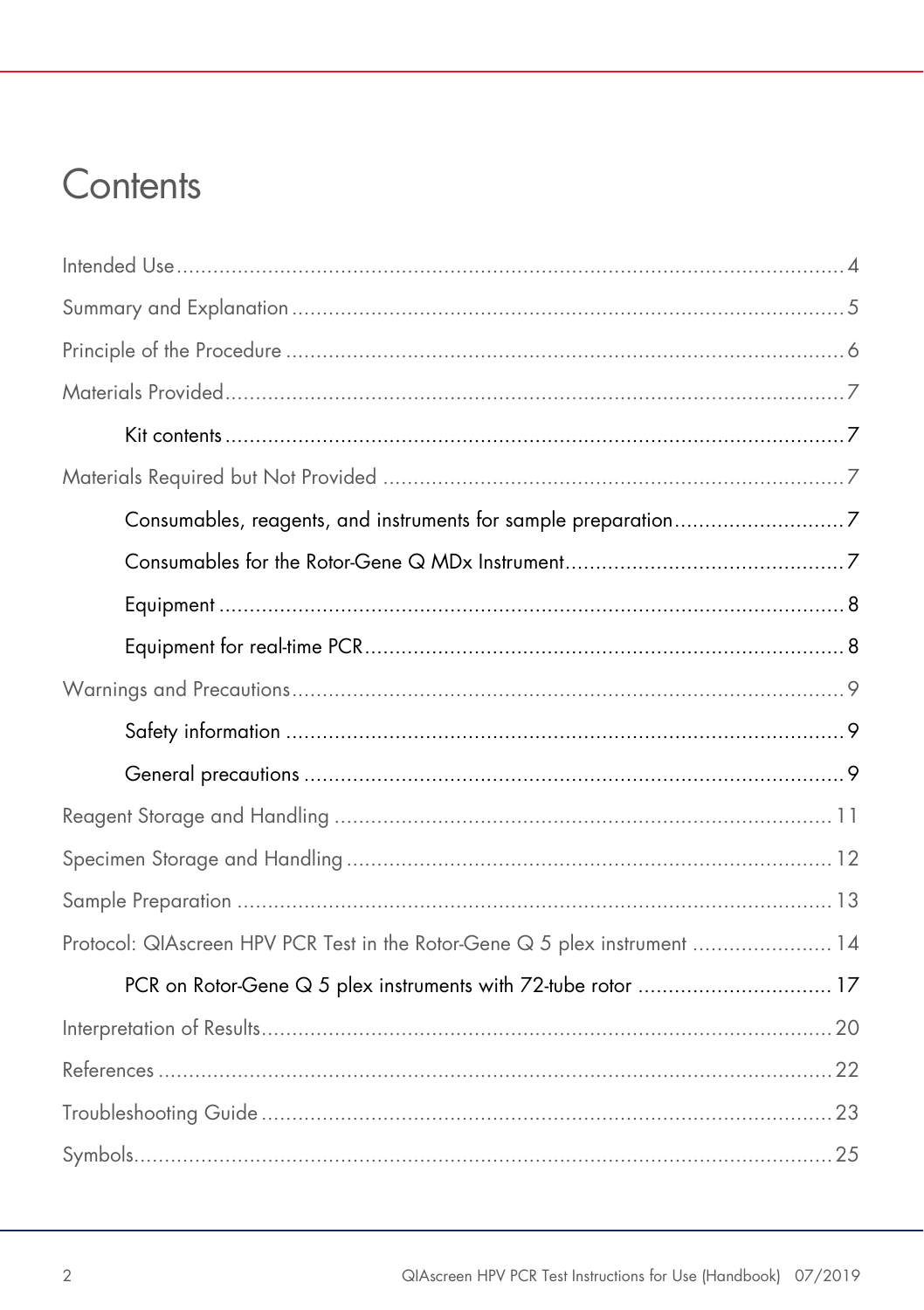# Contents

Intended Use .......... 4

Summary and Explanation .......... 5

Principle of the Procedure .......... 6

Materials Provided .......... 7

- Kit contents .......... 7

Materials Required but Not Provided .......... 7

- Consumables, reagents, and instruments for sample preparation .......... 7
- Consumables for the Rotor-Gene Q MDx Instrument .......... 7
- Equipment .......... 8
- Equipment for real-time PCR .......... 8

Warnings and Precautions .......... 9

- Safety information .......... 9
- General precautions .......... 9

Reagent Storage and Handling .......... 11

Specimen Storage and Handling .......... 12

Sample Preparation .......... 13

Protocol: QIAscreen HPV PCR Test in the Rotor-Gene Q 5 plex instrument .......... 14

- PCR on Rotor-Gene Q 5 plex instruments with 72-tube rotor .......... 17

Interpretation of Results .......... 20

References .......... 22

Troubleshooting Guide .......... 23

Symbols .......... 25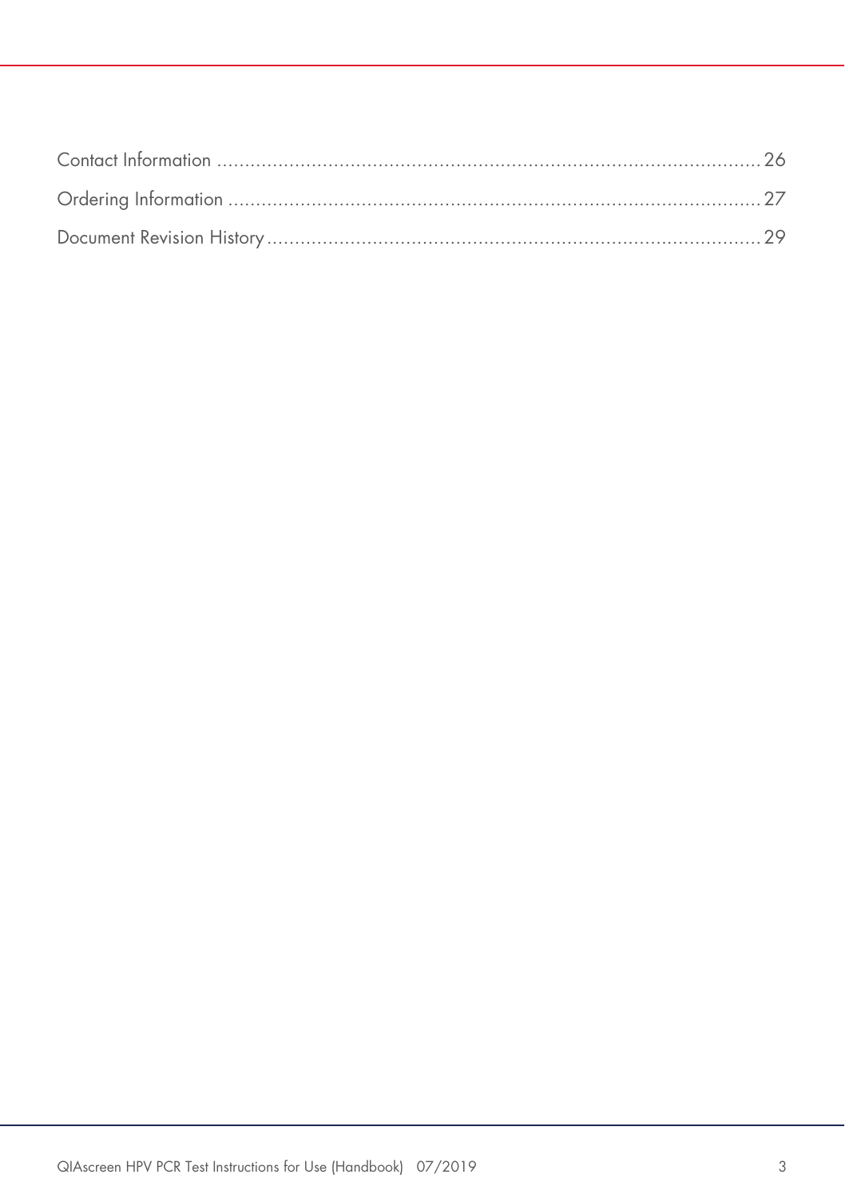Contact Information ........................................................................................ 26

Ordering Information ...................................................................................... 27

Document Revision History ............................................................................. 29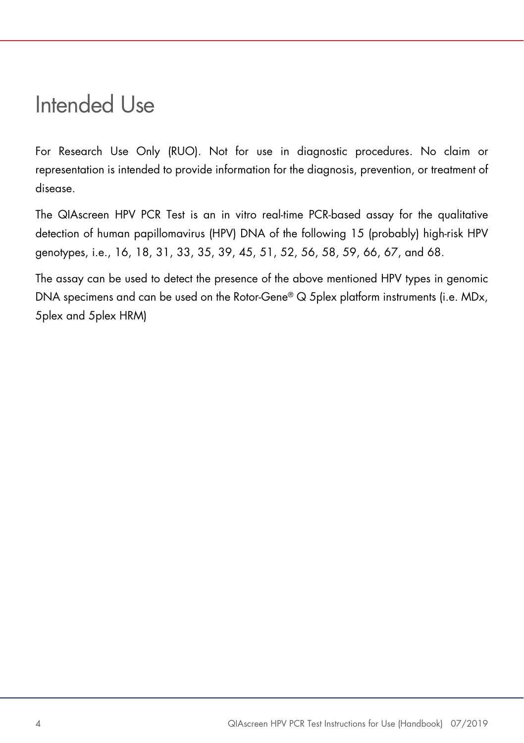# Intended Use

For Research Use Only (RUO). Not for use in diagnostic procedures. No claim or representation is intended to provide information for the diagnosis, prevention, or treatment of disease.

The QIAscreen HPV PCR Test is an in vitro real-time PCR-based assay for the qualitative detection of human papillomavirus (HPV) DNA of the following 15 (probably) high-risk HPV genotypes, i.e., 16, 18, 31, 33, 35, 39, 45, 51, 52, 56, 58, 59, 66, 67, and 68.

The assay can be used to detect the presence of the above mentioned HPV types in genomic DNA specimens and can be used on the Rotor-Gene® Q 5plex platform instruments (i.e. MDx, 5plex and 5plex HRM)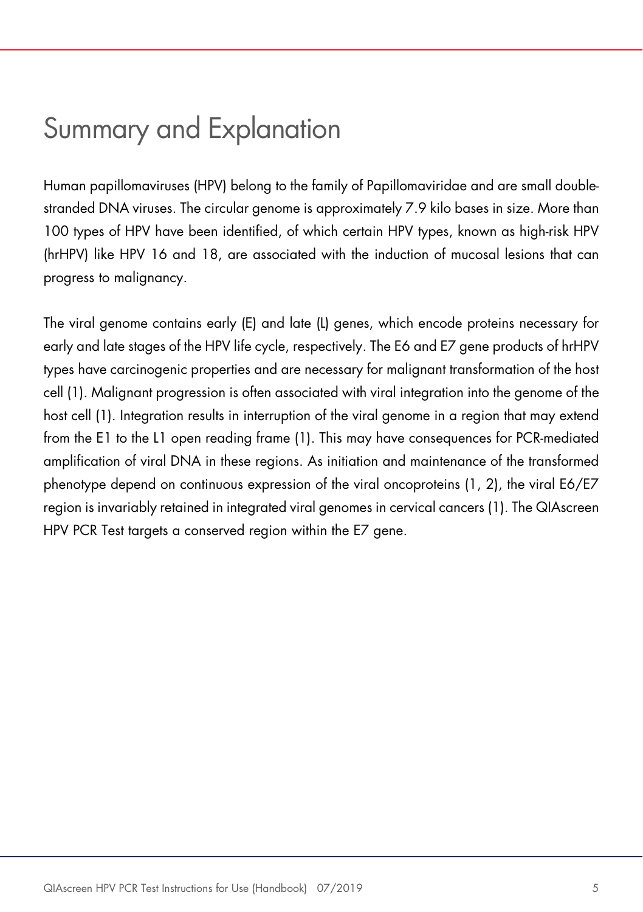# Summary and Explanation

Human papillomaviruses (HPV) belong to the family of Papillomaviridae and are small double-stranded DNA viruses. The circular genome is approximately 7.9 kilo bases in size. More than 100 types of HPV have been identified, of which certain HPV types, known as high-risk HPV (hrHPV) like HPV 16 and 18, are associated with the induction of mucosal lesions that can progress to malignancy.

The viral genome contains early (E) and late (L) genes, which encode proteins necessary for early and late stages of the HPV life cycle, respectively. The E6 and E7 gene products of hrHPV types have carcinogenic properties and are necessary for malignant transformation of the host cell (1). Malignant progression is often associated with viral integration into the genome of the host cell (1). Integration results in interruption of the viral genome in a region that may extend from the E1 to the L1 open reading frame (1). This may have consequences for PCR-mediated amplification of viral DNA in these regions. As initiation and maintenance of the transformed phenotype depend on continuous expression of the viral oncoproteins (1, 2), the viral E6/E7 region is invariably retained in integrated viral genomes in cervical cancers (1). The QIAscreen HPV PCR Test targets a conserved region within the E7 gene.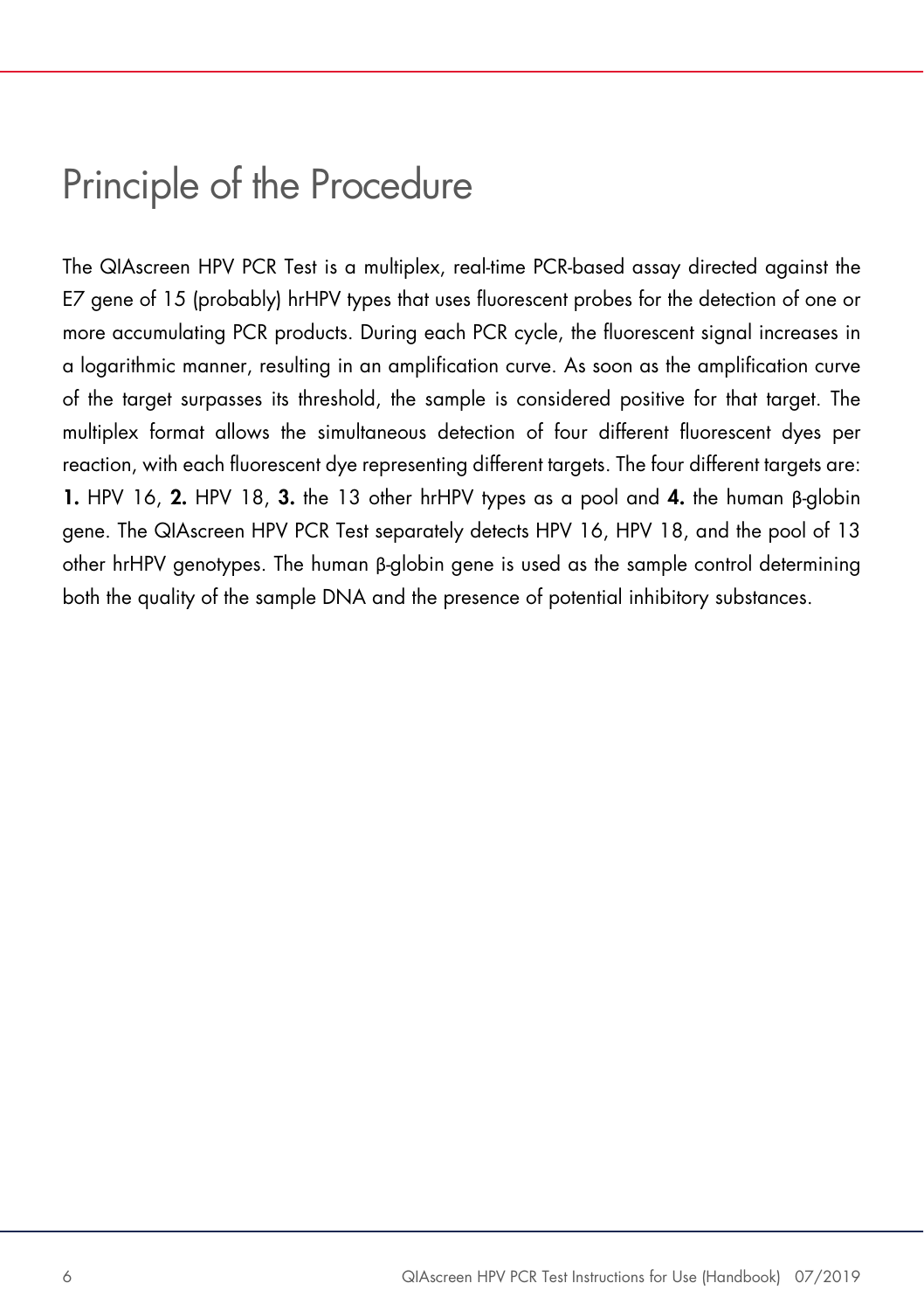# Principle of the Procedure

The QIAscreen HPV PCR Test is a multiplex, real-time PCR-based assay directed against the E7 gene of 15 (probably) hrHPV types that uses fluorescent probes for the detection of one or more accumulating PCR products. During each PCR cycle, the fluorescent signal increases in a logarithmic manner, resulting in an amplification curve. As soon as the amplification curve of the target surpasses its threshold, the sample is considered positive for that target. The multiplex format allows the simultaneous detection of four different fluorescent dyes per reaction, with each fluorescent dye representing different targets. The four different targets are: **1.** HPV 16, **2.** HPV 18, **3.** the 13 other hrHPV types as a pool and **4.** the human β-globin gene. The QIAscreen HPV PCR Test separately detects HPV 16, HPV 18, and the pool of 13 other hrHPV genotypes. The human β-globin gene is used as the sample control determining both the quality of the sample DNA and the presence of potential inhibitory substances.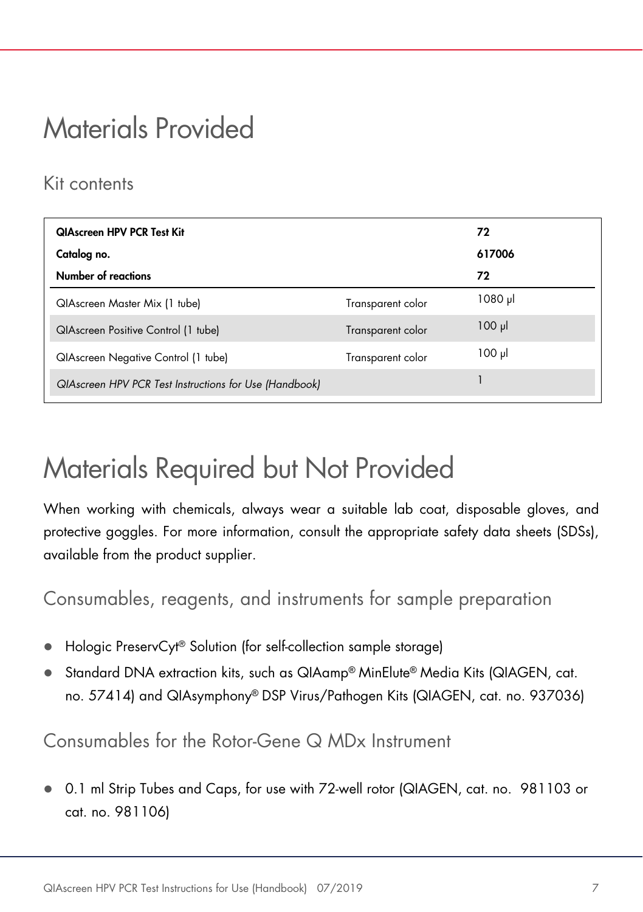# Materials Provided

## Kit contents

| **QIAscreen HPV PCR Test Kit** | | **72** |
|---|---|---|
| **Catalog no.** | | **617006** |
| **Number of reactions** | | **72** |
| QIAscreen Master Mix (1 tube) | Transparent color | 1080 µl |
| QIAscreen Positive Control (1 tube) | Transparent color | 100 µl |
| QIAscreen Negative Control (1 tube) | Transparent color | 100 µl |
| *QIAscreen HPV PCR Test Instructions for Use (Handbook)* | | 1 |

# Materials Required but Not Provided

When working with chemicals, always wear a suitable lab coat, disposable gloves, and protective goggles. For more information, consult the appropriate safety data sheets (SDSs), available from the product supplier.

## Consumables, reagents, and instruments for sample preparation

- Hologic PreservCyt® Solution (for self-collection sample storage)
- Standard DNA extraction kits, such as QIAamp® MinElute® Media Kits (QIAGEN, cat. no. 57414) and QIAsymphony® DSP Virus/Pathogen Kits (QIAGEN, cat. no. 937036)

## Consumables for the Rotor-Gene Q MDx Instrument

- 0.1 ml Strip Tubes and Caps, for use with 72-well rotor (QIAGEN, cat. no. 981103 or cat. no. 981106)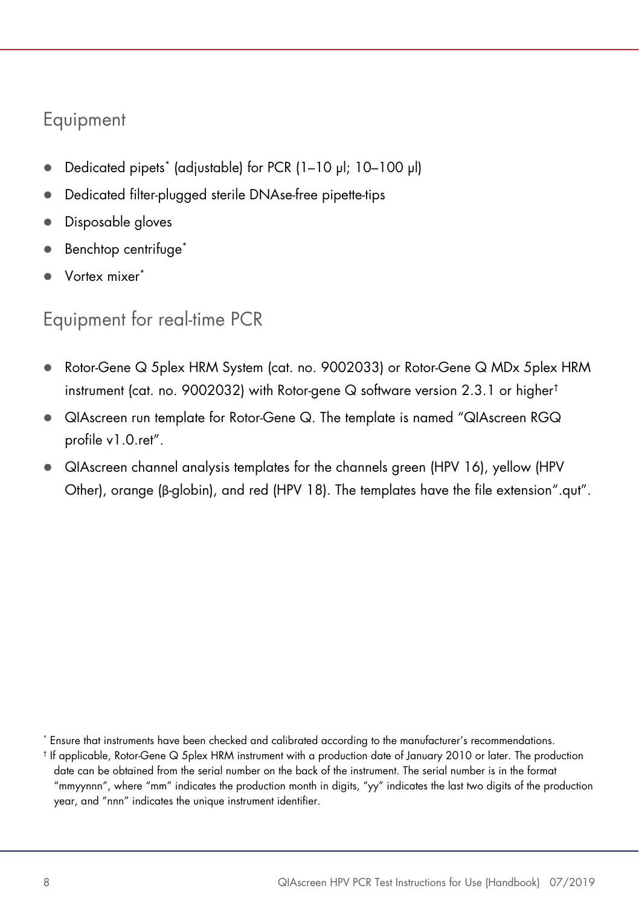## Equipment

- Dedicated pipets[*] (adjustable) for PCR (1–10 µl; 10–100 µl)
- Dedicated filter-plugged sterile DNAse-free pipette-tips
- Disposable gloves
- Benchtop centrifuge[*]
- Vortex mixer[*]

## Equipment for real-time PCR

- Rotor-Gene Q 5plex HRM System (cat. no. 9002033) or Rotor-Gene Q MDx 5plex HRM instrument (cat. no. 9002032) with Rotor-gene Q software version 2.3.1 or higher[†]
- QIAscreen run template for Rotor-Gene Q. The template is named "QIAscreen RGQ profile v1.0.ret".
- QIAscreen channel analysis templates for the channels green (HPV 16), yellow (HPV Other), orange (β-globin), and red (HPV 18). The templates have the file extension".qut".

[*] Ensure that instruments have been checked and calibrated according to the manufacturer's recommendations.

[†] If applicable, Rotor-Gene Q 5plex HRM instrument with a production date of January 2010 or later. The production date can be obtained from the serial number on the back of the instrument. The serial number is in the format "mmyynnn", where "mm" indicates the production month in digits, "yy" indicates the last two digits of the production year, and "nnn" indicates the unique instrument identifier.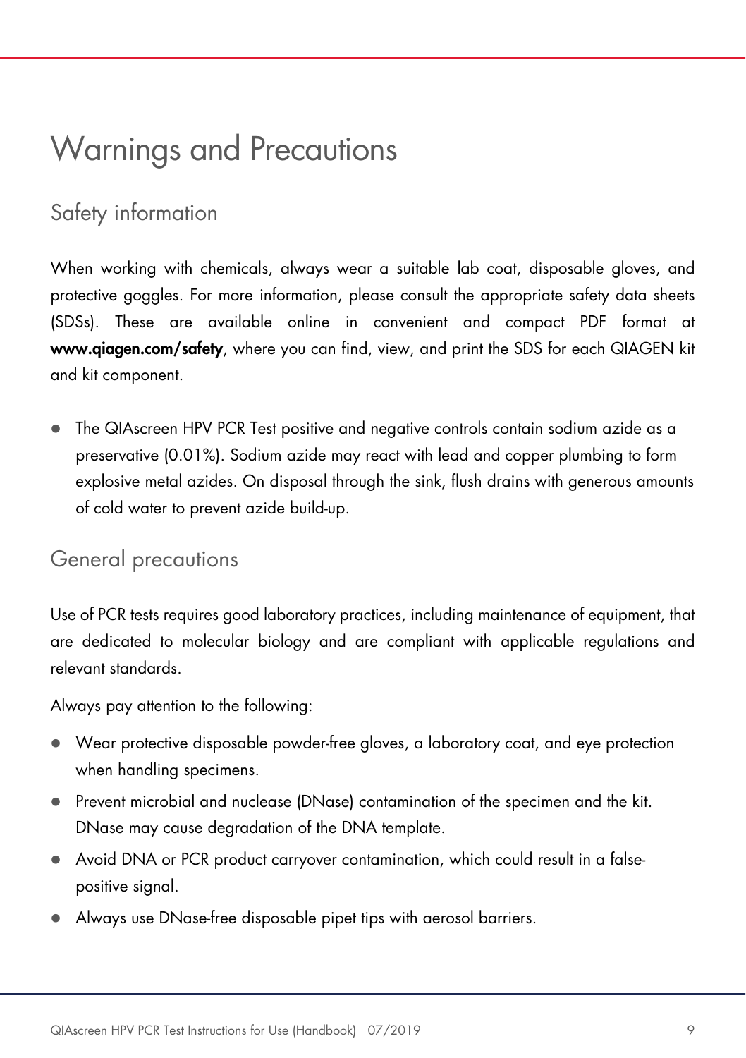# Warnings and Precautions

## Safety information

When working with chemicals, always wear a suitable lab coat, disposable gloves, and protective goggles. For more information, please consult the appropriate safety data sheets (SDSs). These are available online in convenient and compact PDF format at **www.qiagen.com/safety**, where you can find, view, and print the SDS for each QIAGEN kit and kit component.

- The QIAscreen HPV PCR Test positive and negative controls contain sodium azide as a preservative (0.01%). Sodium azide may react with lead and copper plumbing to form explosive metal azides. On disposal through the sink, flush drains with generous amounts of cold water to prevent azide build-up.

## General precautions

Use of PCR tests requires good laboratory practices, including maintenance of equipment, that are dedicated to molecular biology and are compliant with applicable regulations and relevant standards.

Always pay attention to the following:

- Wear protective disposable powder-free gloves, a laboratory coat, and eye protection when handling specimens.
- Prevent microbial and nuclease (DNase) contamination of the specimen and the kit. DNase may cause degradation of the DNA template.
- Avoid DNA or PCR product carryover contamination, which could result in a false-positive signal.
- Always use DNase-free disposable pipet tips with aerosol barriers.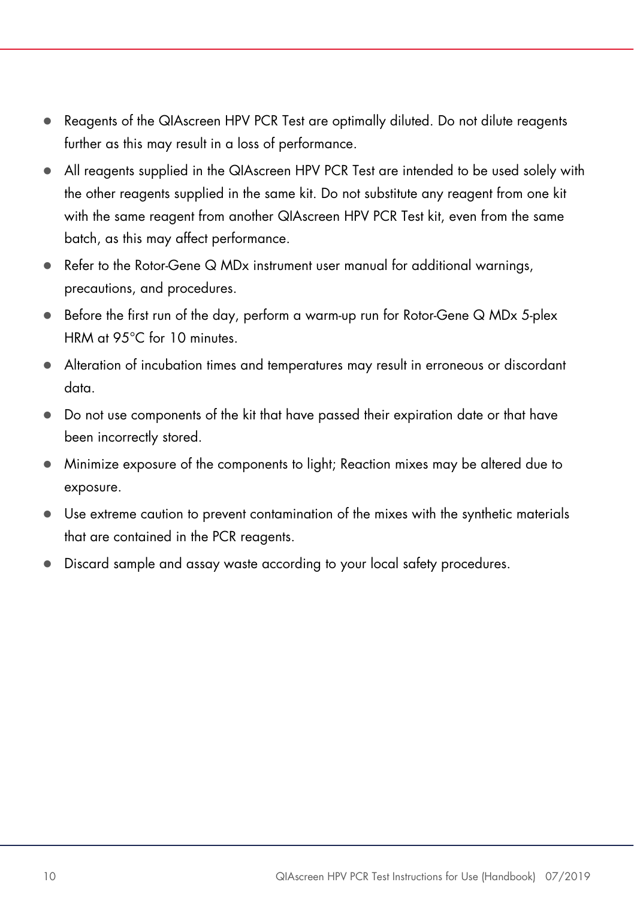- Reagents of the QIAscreen HPV PCR Test are optimally diluted. Do not dilute reagents further as this may result in a loss of performance.
- All reagents supplied in the QIAscreen HPV PCR Test are intended to be used solely with the other reagents supplied in the same kit. Do not substitute any reagent from one kit with the same reagent from another QIAscreen HPV PCR Test kit, even from the same batch, as this may affect performance.
- Refer to the Rotor-Gene Q MDx instrument user manual for additional warnings, precautions, and procedures.
- Before the first run of the day, perform a warm-up run for Rotor-Gene Q MDx 5-plex HRM at 95°C for 10 minutes.
- Alteration of incubation times and temperatures may result in erroneous or discordant data.
- Do not use components of the kit that have passed their expiration date or that have been incorrectly stored.
- Minimize exposure of the components to light; Reaction mixes may be altered due to exposure.
- Use extreme caution to prevent contamination of the mixes with the synthetic materials that are contained in the PCR reagents.
- Discard sample and assay waste according to your local safety procedures.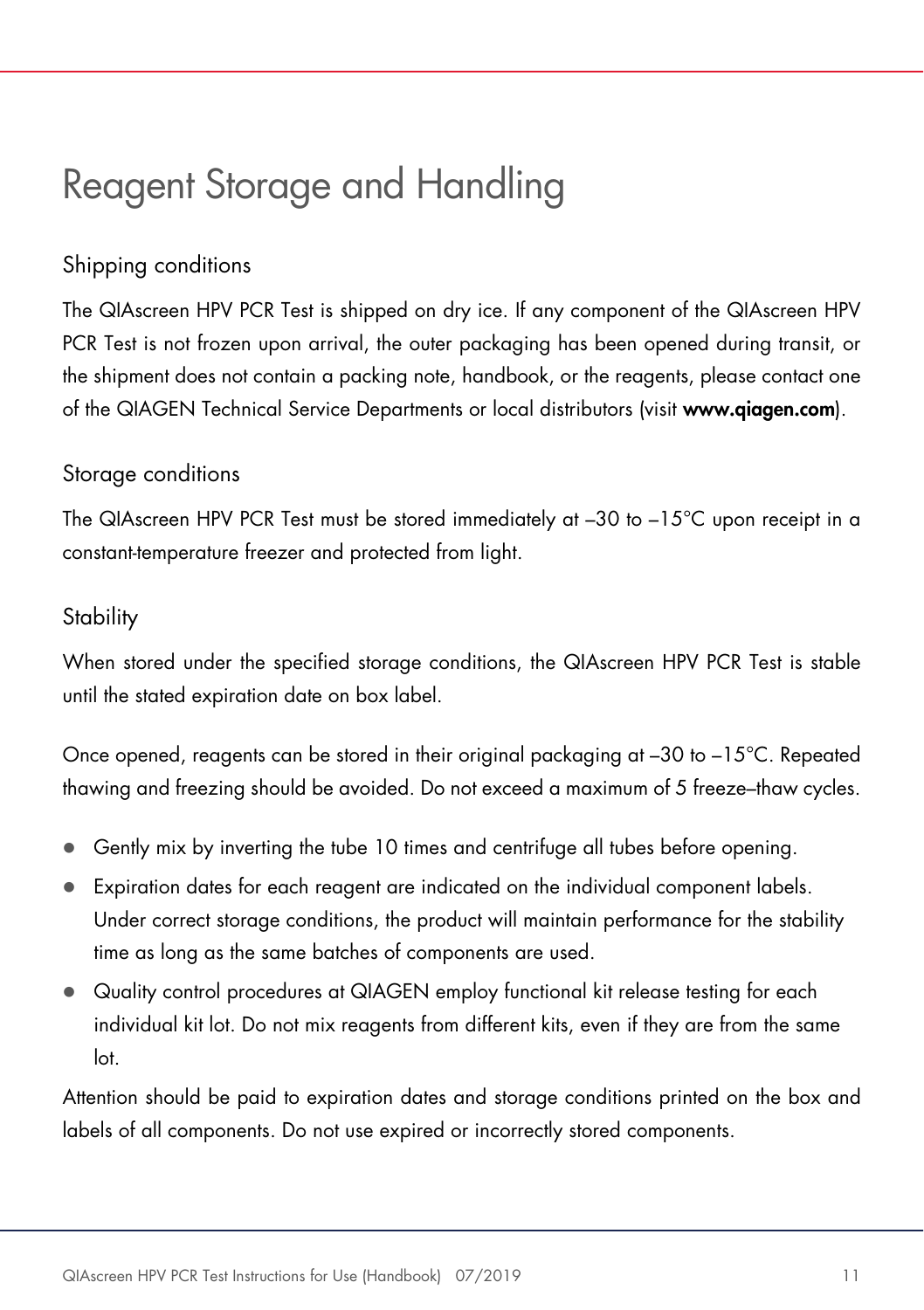# Reagent Storage and Handling

## Shipping conditions

The QIAscreen HPV PCR Test is shipped on dry ice. If any component of the QIAscreen HPV PCR Test is not frozen upon arrival, the outer packaging has been opened during transit, or the shipment does not contain a packing note, handbook, or the reagents, please contact one of the QIAGEN Technical Service Departments or local distributors (visit **www.qiagen.com**).

## Storage conditions

The QIAscreen HPV PCR Test must be stored immediately at –30 to –15°C upon receipt in a constant-temperature freezer and protected from light.

## Stability

When stored under the specified storage conditions, the QIAscreen HPV PCR Test is stable until the stated expiration date on box label.

Once opened, reagents can be stored in their original packaging at –30 to –15°C. Repeated thawing and freezing should be avoided. Do not exceed a maximum of 5 freeze–thaw cycles.

- Gently mix by inverting the tube 10 times and centrifuge all tubes before opening.
- Expiration dates for each reagent are indicated on the individual component labels. Under correct storage conditions, the product will maintain performance for the stability time as long as the same batches of components are used.
- Quality control procedures at QIAGEN employ functional kit release testing for each individual kit lot. Do not mix reagents from different kits, even if they are from the same lot.

Attention should be paid to expiration dates and storage conditions printed on the box and labels of all components. Do not use expired or incorrectly stored components.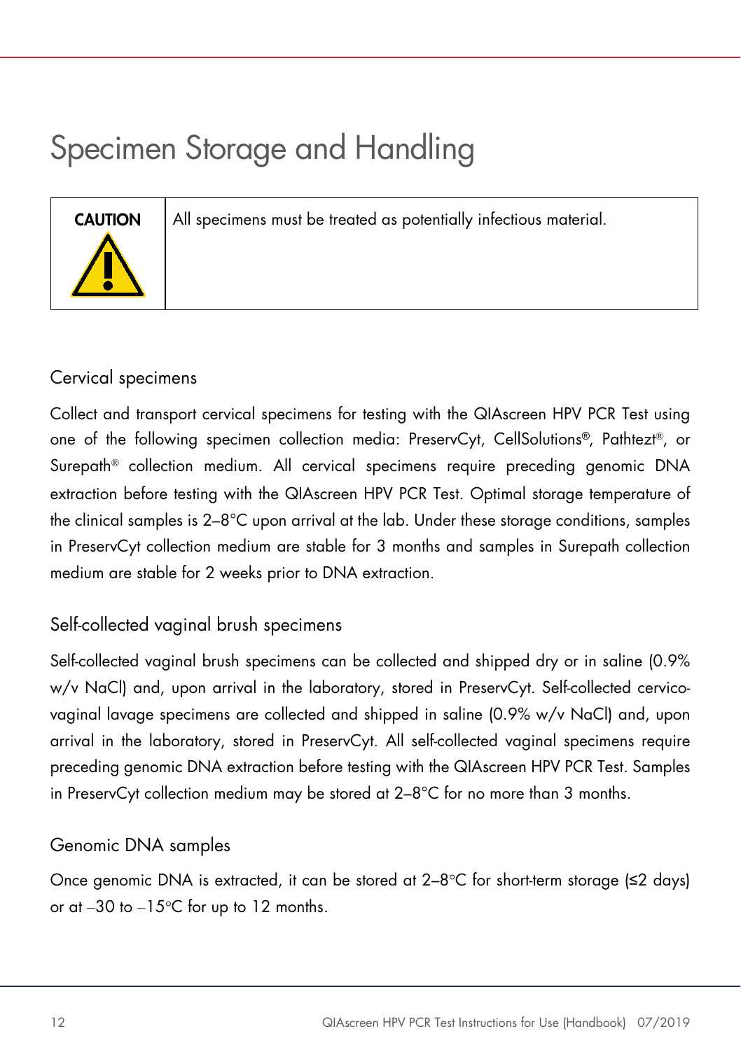# Specimen Storage and Handling

| CAUTION | All specimens must be treated as potentially infectious material. |
| --- | --- |

## Cervical specimens

Collect and transport cervical specimens for testing with the QIAscreen HPV PCR Test using one of the following specimen collection media: PreservCyt, CellSolutions®, Pathtezt®, or Surepath® collection medium. All cervical specimens require preceding genomic DNA extraction before testing with the QIAscreen HPV PCR Test. Optimal storage temperature of the clinical samples is 2–8°C upon arrival at the lab. Under these storage conditions, samples in PreservCyt collection medium are stable for 3 months and samples in Surepath collection medium are stable for 2 weeks prior to DNA extraction.

## Self-collected vaginal brush specimens

Self-collected vaginal brush specimens can be collected and shipped dry or in saline (0.9% w/v NaCl) and, upon arrival in the laboratory, stored in PreservCyt. Self-collected cervico-vaginal lavage specimens are collected and shipped in saline (0.9% w/v NaCl) and, upon arrival in the laboratory, stored in PreservCyt. All self-collected vaginal specimens require preceding genomic DNA extraction before testing with the QIAscreen HPV PCR Test. Samples in PreservCyt collection medium may be stored at 2–8°C for no more than 3 months.

## Genomic DNA samples

Once genomic DNA is extracted, it can be stored at 2–8°C for short-term storage (≤2 days) or at –30 to –15°C for up to 12 months.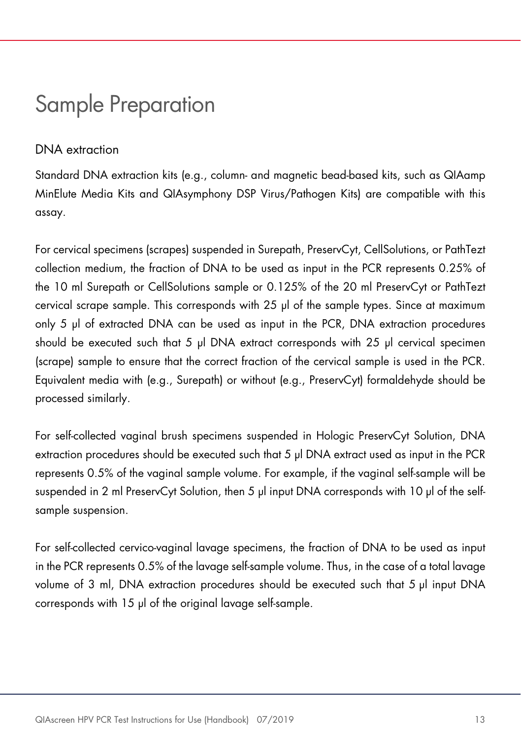# Sample Preparation

## DNA extraction

Standard DNA extraction kits (e.g., column- and magnetic bead-based kits, such as QIAamp MinElute Media Kits and QIAsymphony DSP Virus/Pathogen Kits) are compatible with this assay.

For cervical specimens (scrapes) suspended in Surepath, PreservCyt, CellSolutions, or PathTezt collection medium, the fraction of DNA to be used as input in the PCR represents 0.25% of the 10 ml Surepath or CellSolutions sample or 0.125% of the 20 ml PreservCyt or PathTezt cervical scrape sample. This corresponds with 25 µl of the sample types. Since at maximum only 5 µl of extracted DNA can be used as input in the PCR, DNA extraction procedures should be executed such that 5 µl DNA extract corresponds with 25 µl cervical specimen (scrape) sample to ensure that the correct fraction of the cervical sample is used in the PCR. Equivalent media with (e.g., Surepath) or without (e.g., PreservCyt) formaldehyde should be processed similarly.

For self-collected vaginal brush specimens suspended in Hologic PreservCyt Solution, DNA extraction procedures should be executed such that 5 µl DNA extract used as input in the PCR represents 0.5% of the vaginal sample volume. For example, if the vaginal self-sample will be suspended in 2 ml PreservCyt Solution, then 5 µl input DNA corresponds with 10 µl of the self-sample suspension.

For self-collected cervico-vaginal lavage specimens, the fraction of DNA to be used as input in the PCR represents 0.5% of the lavage self-sample volume. Thus, in the case of a total lavage volume of 3 ml, DNA extraction procedures should be executed such that 5 µl input DNA corresponds with 15 µl of the original lavage self-sample.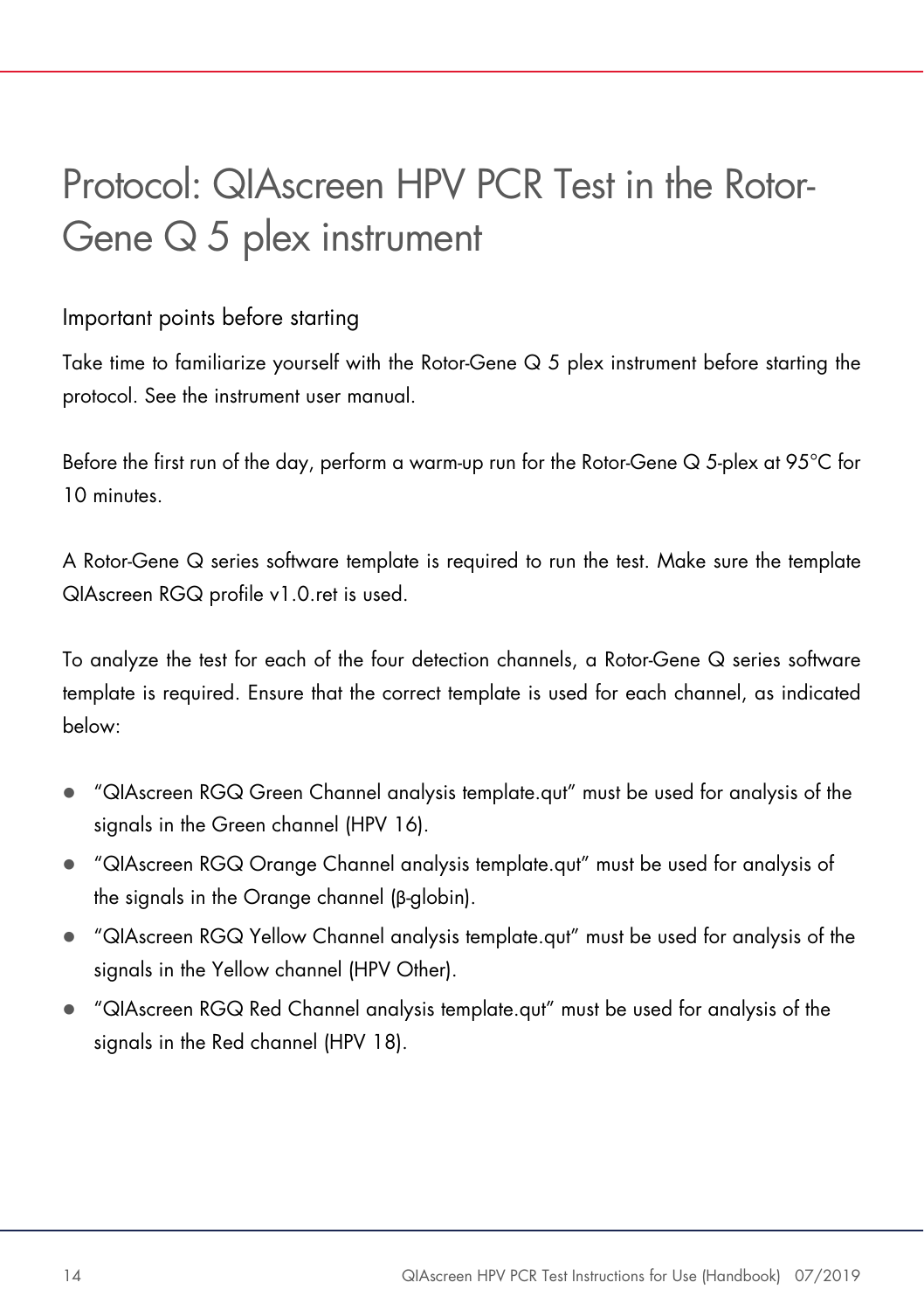# Protocol: QIAscreen HPV PCR Test in the Rotor-Gene Q 5 plex instrument

## Important points before starting

Take time to familiarize yourself with the Rotor-Gene Q 5 plex instrument before starting the protocol. See the instrument user manual.

Before the first run of the day, perform a warm-up run for the Rotor-Gene Q 5-plex at 95°C for 10 minutes.

A Rotor-Gene Q series software template is required to run the test. Make sure the template QIAscreen RGQ profile v1.0.ret is used.

To analyze the test for each of the four detection channels, a Rotor-Gene Q series software template is required. Ensure that the correct template is used for each channel, as indicated below:

- "QIAscreen RGQ Green Channel analysis template.qut" must be used for analysis of the signals in the Green channel (HPV 16).
- "QIAscreen RGQ Orange Channel analysis template.qut" must be used for analysis of the signals in the Orange channel (β-globin).
- "QIAscreen RGQ Yellow Channel analysis template.qut" must be used for analysis of the signals in the Yellow channel (HPV Other).
- "QIAscreen RGQ Red Channel analysis template.qut" must be used for analysis of the signals in the Red channel (HPV 18).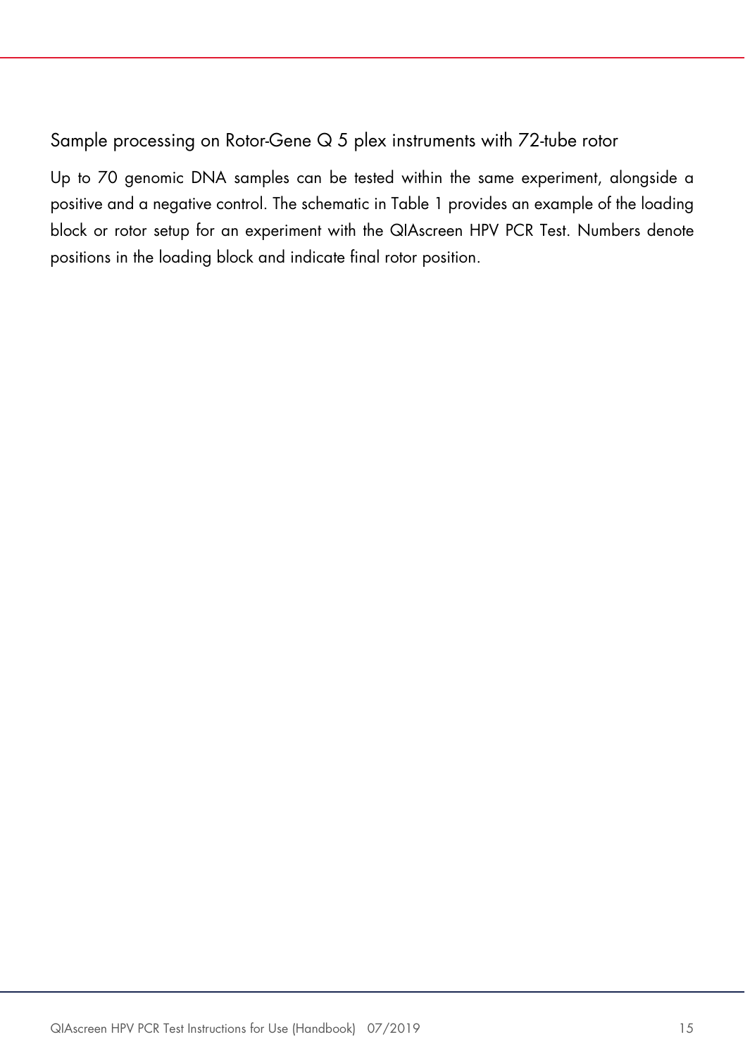### Sample processing on Rotor-Gene Q 5 plex instruments with 72-tube rotor

Up to 70 genomic DNA samples can be tested within the same experiment, alongside a positive and a negative control. The schematic in Table 1 provides an example of the loading block or rotor setup for an experiment with the QIAscreen HPV PCR Test. Numbers denote positions in the loading block and indicate final rotor position.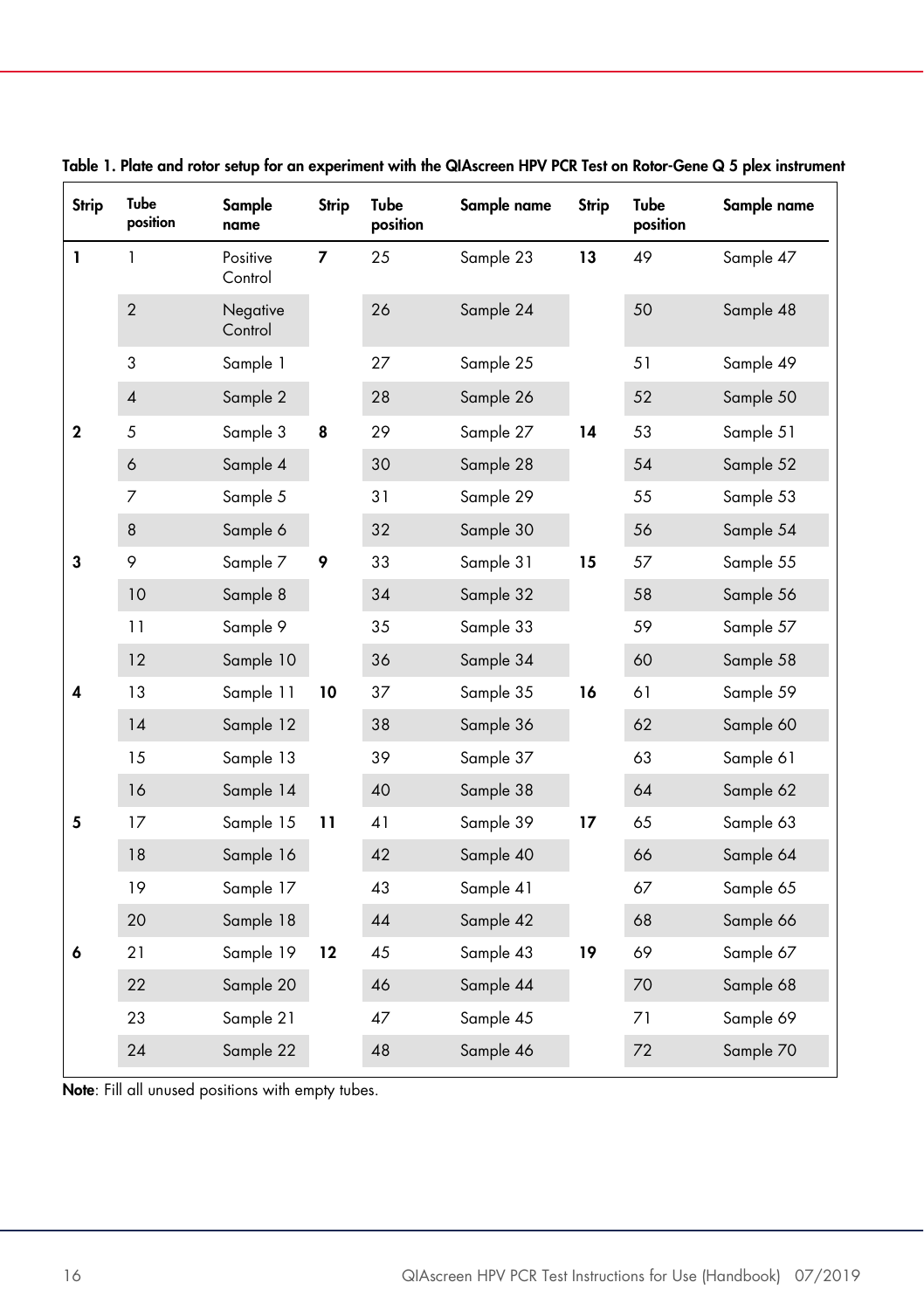**Table 1. Plate and rotor setup for an experiment with the QIAscreen HPV PCR Test on Rotor-Gene Q 5 plex instrument**

| Strip | Tube position | Sample name | Strip | Tube position | Sample name | Strip | Tube position | Sample name |
|---|---|---|---|---|---|---|---|---|
| 1 | 1 | Positive Control | 7 | 25 | Sample 23 | 13 | 49 | Sample 47 |
| | 2 | Negative Control | | 26 | Sample 24 | | 50 | Sample 48 |
| | 3 | Sample 1 | | 27 | Sample 25 | | 51 | Sample 49 |
| | 4 | Sample 2 | | 28 | Sample 26 | | 52 | Sample 50 |
| 2 | 5 | Sample 3 | 8 | 29 | Sample 27 | 14 | 53 | Sample 51 |
| | 6 | Sample 4 | | 30 | Sample 28 | | 54 | Sample 52 |
| | 7 | Sample 5 | | 31 | Sample 29 | | 55 | Sample 53 |
| | 8 | Sample 6 | | 32 | Sample 30 | | 56 | Sample 54 |
| 3 | 9 | Sample 7 | 9 | 33 | Sample 31 | 15 | 57 | Sample 55 |
| | 10 | Sample 8 | | 34 | Sample 32 | | 58 | Sample 56 |
| | 11 | Sample 9 | | 35 | Sample 33 | | 59 | Sample 57 |
| | 12 | Sample 10 | | 36 | Sample 34 | | 60 | Sample 58 |
| 4 | 13 | Sample 11 | 10 | 37 | Sample 35 | 16 | 61 | Sample 59 |
| | 14 | Sample 12 | | 38 | Sample 36 | | 62 | Sample 60 |
| | 15 | Sample 13 | | 39 | Sample 37 | | 63 | Sample 61 |
| | 16 | Sample 14 | | 40 | Sample 38 | | 64 | Sample 62 |
| 5 | 17 | Sample 15 | 11 | 41 | Sample 39 | 17 | 65 | Sample 63 |
| | 18 | Sample 16 | | 42 | Sample 40 | | 66 | Sample 64 |
| | 19 | Sample 17 | | 43 | Sample 41 | | 67 | Sample 65 |
| | 20 | Sample 18 | | 44 | Sample 42 | | 68 | Sample 66 |
| 6 | 21 | Sample 19 | 12 | 45 | Sample 43 | 19 | 69 | Sample 67 |
| | 22 | Sample 20 | | 46 | Sample 44 | | 70 | Sample 68 |
| | 23 | Sample 21 | | 47 | Sample 45 | | 71 | Sample 69 |
| | 24 | Sample 22 | | 48 | Sample 46 | | 72 | Sample 70 |

**Note**: Fill all unused positions with empty tubes.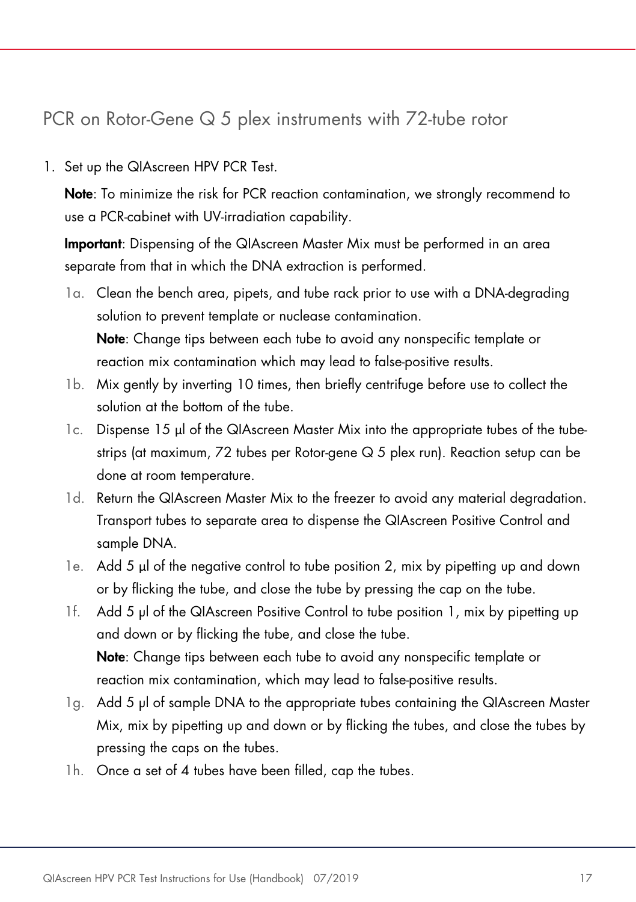## PCR on Rotor-Gene Q 5 plex instruments with 72-tube rotor

1. Set up the QIAscreen HPV PCR Test.

   **Note**: To minimize the risk for PCR reaction contamination, we strongly recommend to use a PCR-cabinet with UV-irradiation capability.

   **Important**: Dispensing of the QIAscreen Master Mix must be performed in an area separate from that in which the DNA extraction is performed.

   1a. Clean the bench area, pipets, and tube rack prior to use with a DNA-degrading solution to prevent template or nuclease contamination.
   **Note**: Change tips between each tube to avoid any nonspecific template or reaction mix contamination which may lead to false-positive results.

   1b. Mix gently by inverting 10 times, then briefly centrifuge before use to collect the solution at the bottom of the tube.

   1c. Dispense 15 µl of the QIAscreen Master Mix into the appropriate tubes of the tube-strips (at maximum, 72 tubes per Rotor-gene Q 5 plex run). Reaction setup can be done at room temperature.

   1d. Return the QIAscreen Master Mix to the freezer to avoid any material degradation. Transport tubes to separate area to dispense the QIAscreen Positive Control and sample DNA.

   1e. Add 5 µl of the negative control to tube position 2, mix by pipetting up and down or by flicking the tube, and close the tube by pressing the cap on the tube.

   1f. Add 5 µl of the QIAscreen Positive Control to tube position 1, mix by pipetting up and down or by flicking the tube, and close the tube.
   **Note**: Change tips between each tube to avoid any nonspecific template or reaction mix contamination, which may lead to false-positive results.

   1g. Add 5 µl of sample DNA to the appropriate tubes containing the QIAscreen Master Mix, mix by pipetting up and down or by flicking the tubes, and close the tubes by pressing the caps on the tubes.

   1h. Once a set of 4 tubes have been filled, cap the tubes.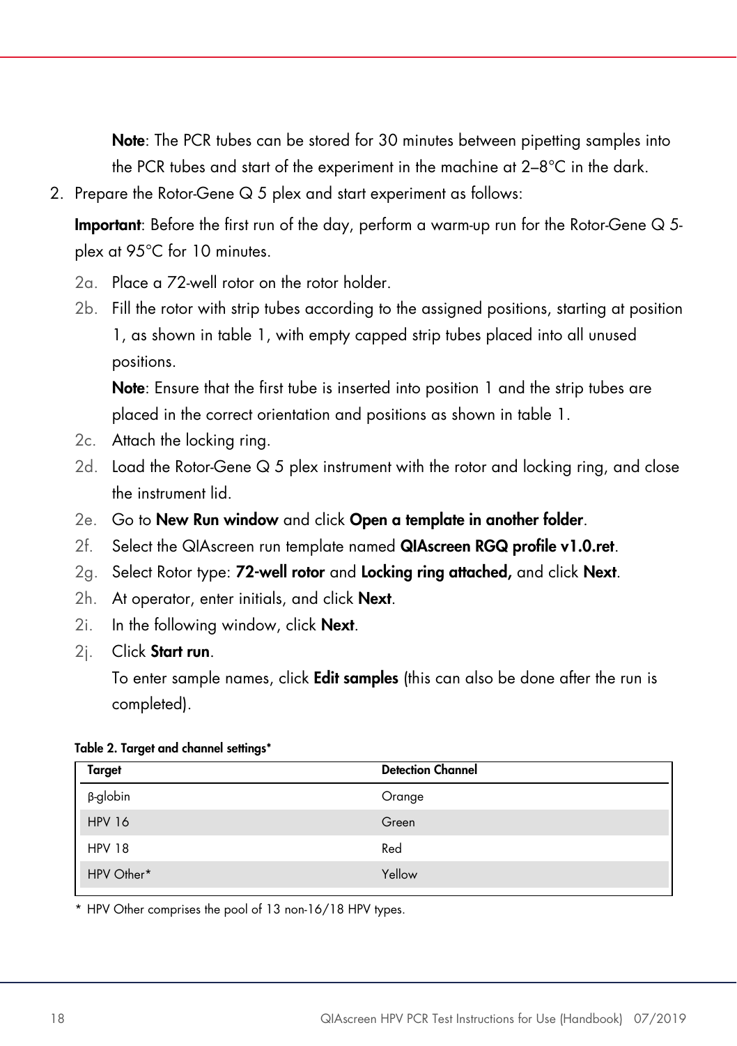**Note**: The PCR tubes can be stored for 30 minutes between pipetting samples into the PCR tubes and start of the experiment in the machine at 2–8°C in the dark.

2. Prepare the Rotor-Gene Q 5 plex and start experiment as follows:

   **Important**: Before the first run of the day, perform a warm-up run for the Rotor-Gene Q 5-plex at 95°C for 10 minutes.

   2a. Place a 72-well rotor on the rotor holder.

   2b. Fill the rotor with strip tubes according to the assigned positions, starting at position 1, as shown in table 1, with empty capped strip tubes placed into all unused positions.

   **Note**: Ensure that the first tube is inserted into position 1 and the strip tubes are placed in the correct orientation and positions as shown in table 1.

   2c. Attach the locking ring.

   2d. Load the Rotor-Gene Q 5 plex instrument with the rotor and locking ring, and close the instrument lid.

   2e. Go to **New Run window** and click **Open a template in another folder**.

   2f. Select the QIAscreen run template named **QIAscreen RGQ profile v1.0.ret**.

   2g. Select Rotor type: **72-well rotor** and **Locking ring attached,** and click **Next**.

   2h. At operator, enter initials, and click **Next**.

   2i. In the following window, click **Next**.

   2j. Click **Start run**.

   To enter sample names, click **Edit samples** (this can also be done after the run is completed).

**Table 2. Target and channel settings***

| Target | Detection Channel |
| --- | --- |
| β-globin | Orange |
| HPV 16 | Green |
| HPV 18 | Red |
| HPV Other* | Yellow |

* HPV Other comprises the pool of 13 non-16/18 HPV types.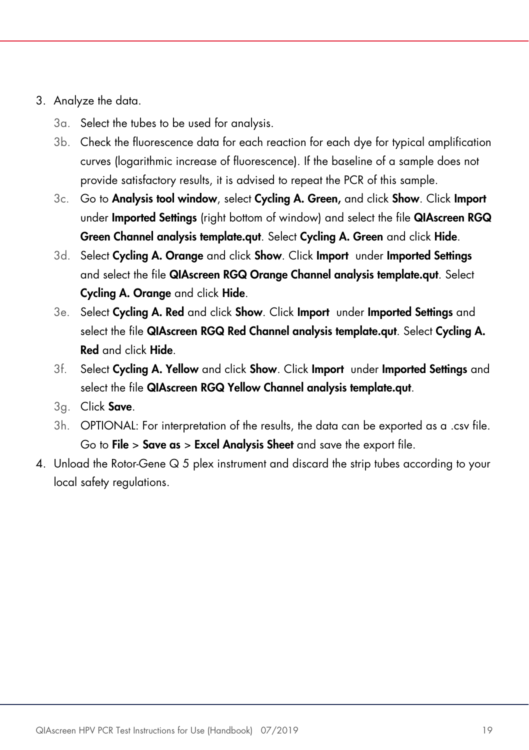3. Analyze the data.
    - 3a. Select the tubes to be used for analysis.
    - 3b. Check the fluorescence data for each reaction for each dye for typical amplification curves (logarithmic increase of fluorescence). If the baseline of a sample does not provide satisfactory results, it is advised to repeat the PCR of this sample.
    - 3c. Go to **Analysis tool window**, select **Cycling A. Green,** and click **Show**. Click **Import** under **Imported Settings** (right bottom of window) and select the file **QIAscreen RGQ Green Channel analysis template.qut**. Select **Cycling A. Green** and click **Hide**.
    - 3d. Select **Cycling A. Orange** and click **Show**. Click **Import** under **Imported Settings** and select the file **QIAscreen RGQ Orange Channel analysis template.qut**. Select **Cycling A. Orange** and click **Hide**.
    - 3e. Select **Cycling A. Red** and click **Show**. Click **Import** under **Imported Settings** and select the file **QIAscreen RGQ Red Channel analysis template.qut**. Select **Cycling A. Red** and click **Hide**.
    - 3f. Select **Cycling A. Yellow** and click **Show**. Click **Import** under **Imported Settings** and select the file **QIAscreen RGQ Yellow Channel analysis template.qut**.
    - 3g. Click **Save**.
    - 3h. OPTIONAL: For interpretation of the results, the data can be exported as a .csv file. Go to **File** > **Save as** > **Excel Analysis Sheet** and save the export file.
4. Unload the Rotor-Gene Q 5 plex instrument and discard the strip tubes according to your local safety regulations.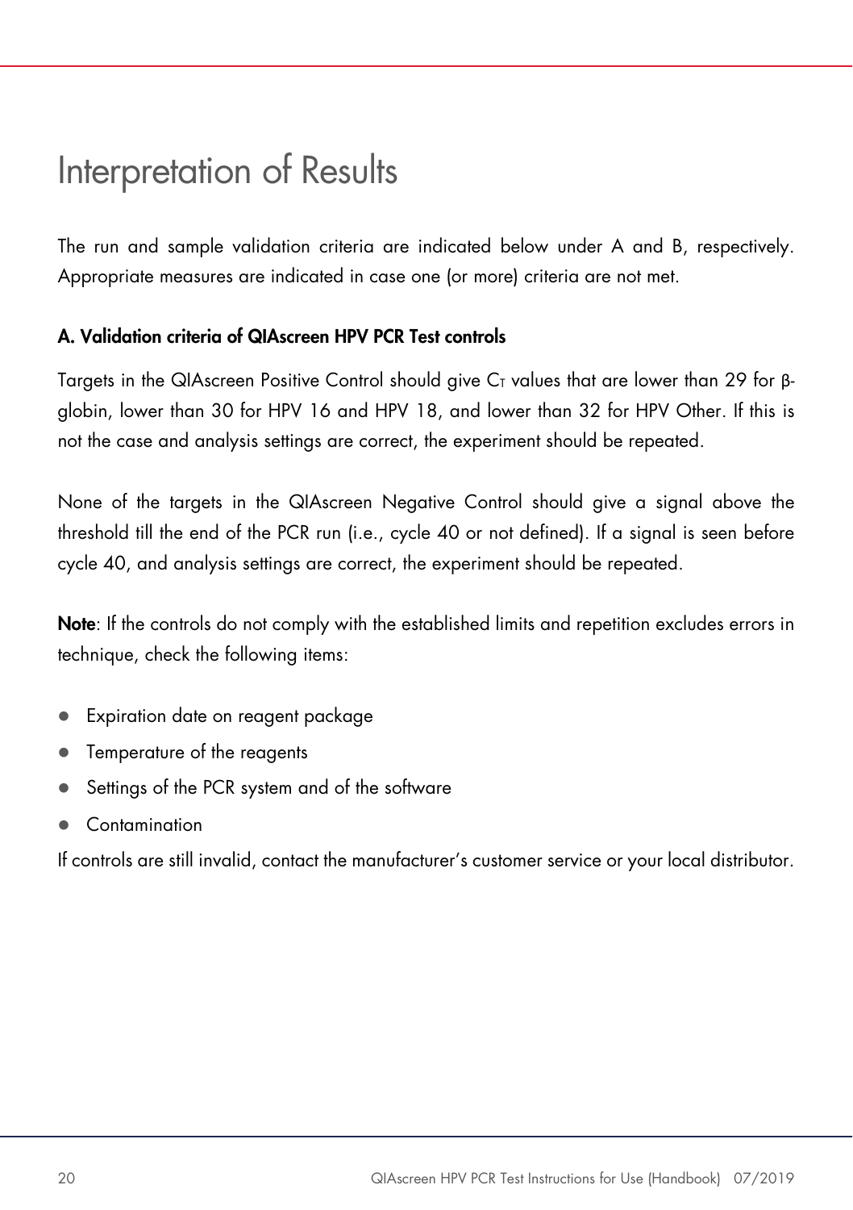# Interpretation of Results

The run and sample validation criteria are indicated below under A and B, respectively. Appropriate measures are indicated in case one (or more) criteria are not met.

**A. Validation criteria of QIAscreen HPV PCR Test controls**

Targets in the QIAscreen Positive Control should give $C_T$ values that are lower than 29 for β-globin, lower than 30 for HPV 16 and HPV 18, and lower than 32 for HPV Other. If this is not the case and analysis settings are correct, the experiment should be repeated.

None of the targets in the QIAscreen Negative Control should give a signal above the threshold till the end of the PCR run (i.e., cycle 40 or not defined). If a signal is seen before cycle 40, and analysis settings are correct, the experiment should be repeated.

**Note**: If the controls do not comply with the established limits and repetition excludes errors in technique, check the following items:

- Expiration date on reagent package
- Temperature of the reagents
- Settings of the PCR system and of the software
- Contamination

If controls are still invalid, contact the manufacturer's customer service or your local distributor.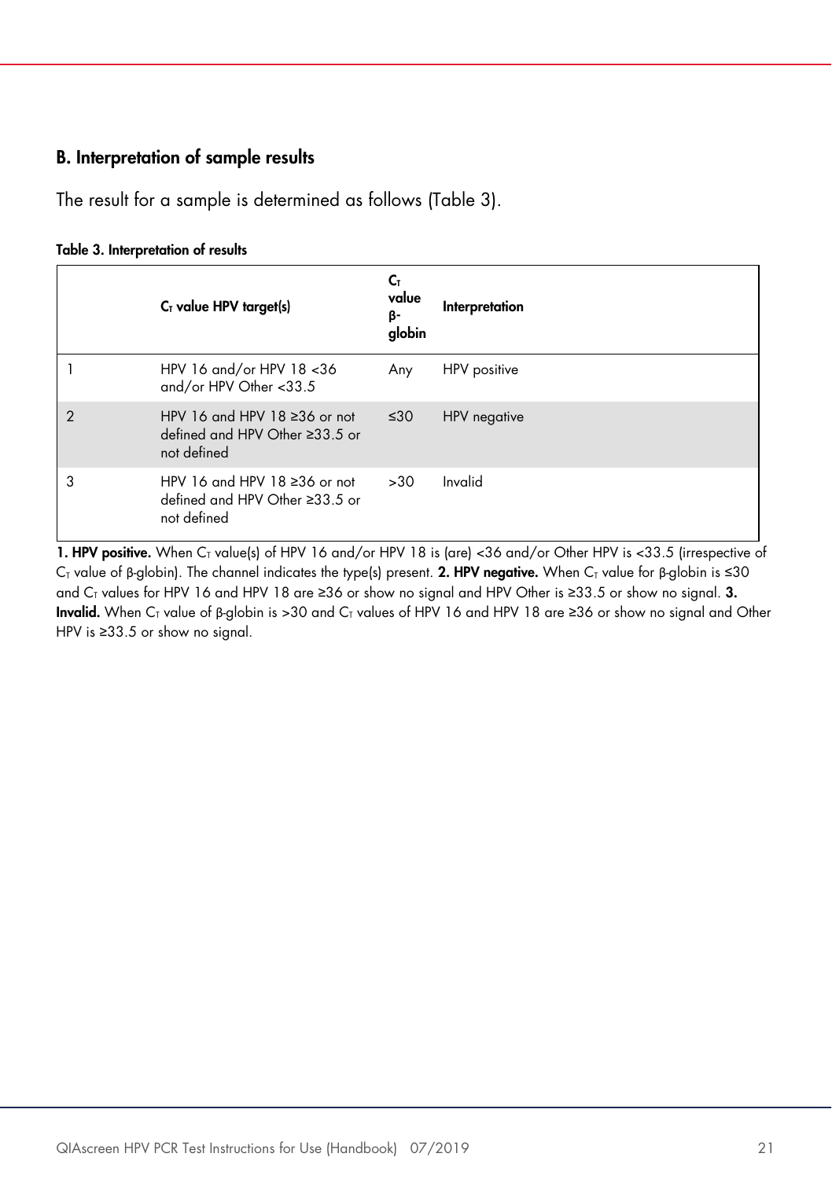## B. Interpretation of sample results

The result for a sample is determined as follows (Table 3).

**Table 3. Interpretation of results**

| | $C_T$ value HPV target(s) | $C_T$ value β-globin | Interpretation |
|---|---|---|---|
| 1 | HPV 16 and/or HPV 18 <36 and/or HPV Other <33.5 | Any | HPV positive |
| 2 | HPV 16 and HPV 18 ≥36 or not defined and HPV Other ≥33.5 or not defined | ≤30 | HPV negative |
| 3 | HPV 16 and HPV 18 ≥36 or not defined and HPV Other ≥33.5 or not defined | >30 | Invalid |

**1. HPV positive.** When $C_T$ value(s) of HPV 16 and/or HPV 18 is (are) <36 and/or Other HPV is <33.5 (irrespective of $C_T$ value of β-globin). The channel indicates the type(s) present. **2. HPV negative.** When $C_T$ value for β-globin is ≤30 and $C_T$ values for HPV 16 and HPV 18 are ≥36 or show no signal and HPV Other is ≥33.5 or show no signal. **3. Invalid.** When $C_T$ value of β-globin is >30 and $C_T$ values of HPV 16 and HPV 18 are ≥36 or show no signal and Other HPV is ≥33.5 or show no signal.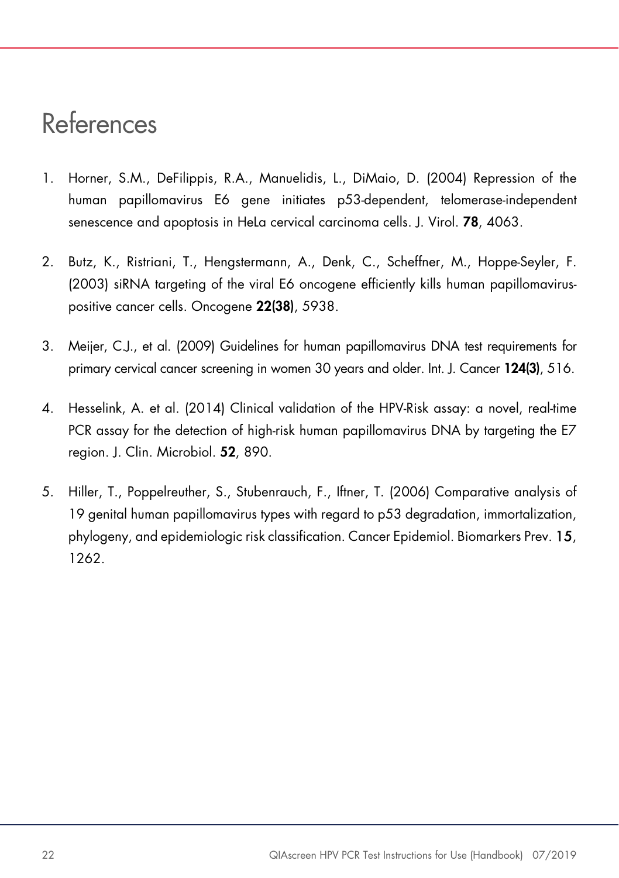# References

1. Horner, S.M., DeFilippis, R.A., Manuelidis, L., DiMaio, D. (2004) Repression of the human papillomavirus E6 gene initiates p53-dependent, telomerase-independent senescence and apoptosis in HeLa cervical carcinoma cells. J. Virol. **78**, 4063.

2. Butz, K., Ristriani, T., Hengstermann, A., Denk, C., Scheffner, M., Hoppe-Seyler, F. (2003) siRNA targeting of the viral E6 oncogene efficiently kills human papillomavirus-positive cancer cells. Oncogene **22(38)**, 5938.

3. Meijer, C.J., et al. (2009) Guidelines for human papillomavirus DNA test requirements for primary cervical cancer screening in women 30 years and older. Int. J. Cancer **124(3)**, 516.

4. Hesselink, A. et al. (2014) Clinical validation of the HPV-Risk assay: a novel, real-time PCR assay for the detection of high-risk human papillomavirus DNA by targeting the E7 region. J. Clin. Microbiol. **52**, 890.

5. Hiller, T., Poppelreuther, S., Stubenrauch, F., Iftner, T. (2006) Comparative analysis of 19 genital human papillomavirus types with regard to p53 degradation, immortalization, phylogeny, and epidemiologic risk classification. Cancer Epidemiol. Biomarkers Prev. **15**, 1262.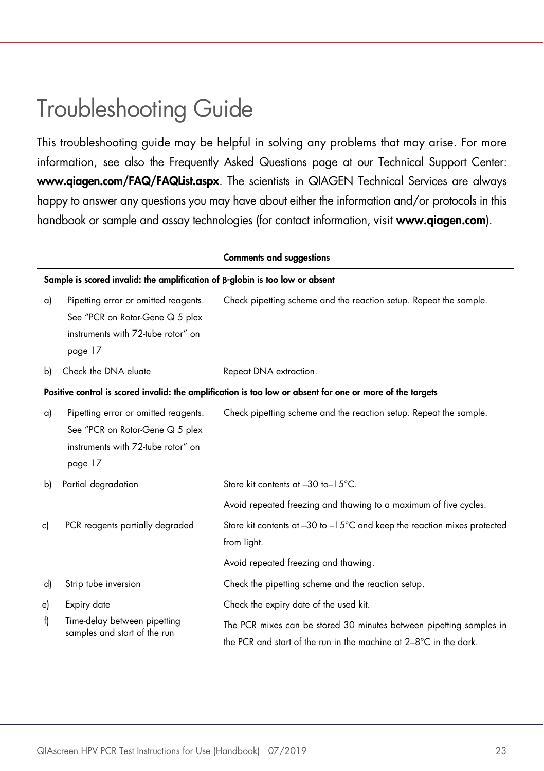# Troubleshooting Guide

This troubleshooting guide may be helpful in solving any problems that may arise. For more information, see also the Frequently Asked Questions page at our Technical Support Center: **www.qiagen.com/FAQ/FAQList.aspx**. The scientists in QIAGEN Technical Services are always happy to answer any questions you may have about either the information and/or protocols in this handbook or sample and assay technologies (for contact information, visit **www.qiagen.com**).

| | Comments and suggestions |
|---|---|
| **Sample is scored invalid: the amplification of β-globin is too low or absent** | |
| a) Pipetting error or omitted reagents. See "PCR on Rotor-Gene Q 5 plex instruments with 72-tube rotor" on page 17 | Check pipetting scheme and the reaction setup. Repeat the sample. |
| b) Check the DNA eluate | Repeat DNA extraction. |
| **Positive control is scored invalid: the amplification is too low or absent for one or more of the targets** | |
| a) Pipetting error or omitted reagents. See "PCR on Rotor-Gene Q 5 plex instruments with 72-tube rotor" on page 17 | Check pipetting scheme and the reaction setup. Repeat the sample. |
| b) Partial degradation | Store kit contents at –30 to–15°C.<br>Avoid repeated freezing and thawing to a maximum of five cycles. |
| c) PCR reagents partially degraded | Store kit contents at –30 to –15°C and keep the reaction mixes protected from light.<br>Avoid repeated freezing and thawing. |
| d) Strip tube inversion | Check the pipetting scheme and the reaction setup. |
| e) Expiry date | Check the expiry date of the used kit. |
| f) Time-delay between pipetting samples and start of the run | The PCR mixes can be stored 30 minutes between pipetting samples in the PCR and start of the run in the machine at 2–8°C in the dark. |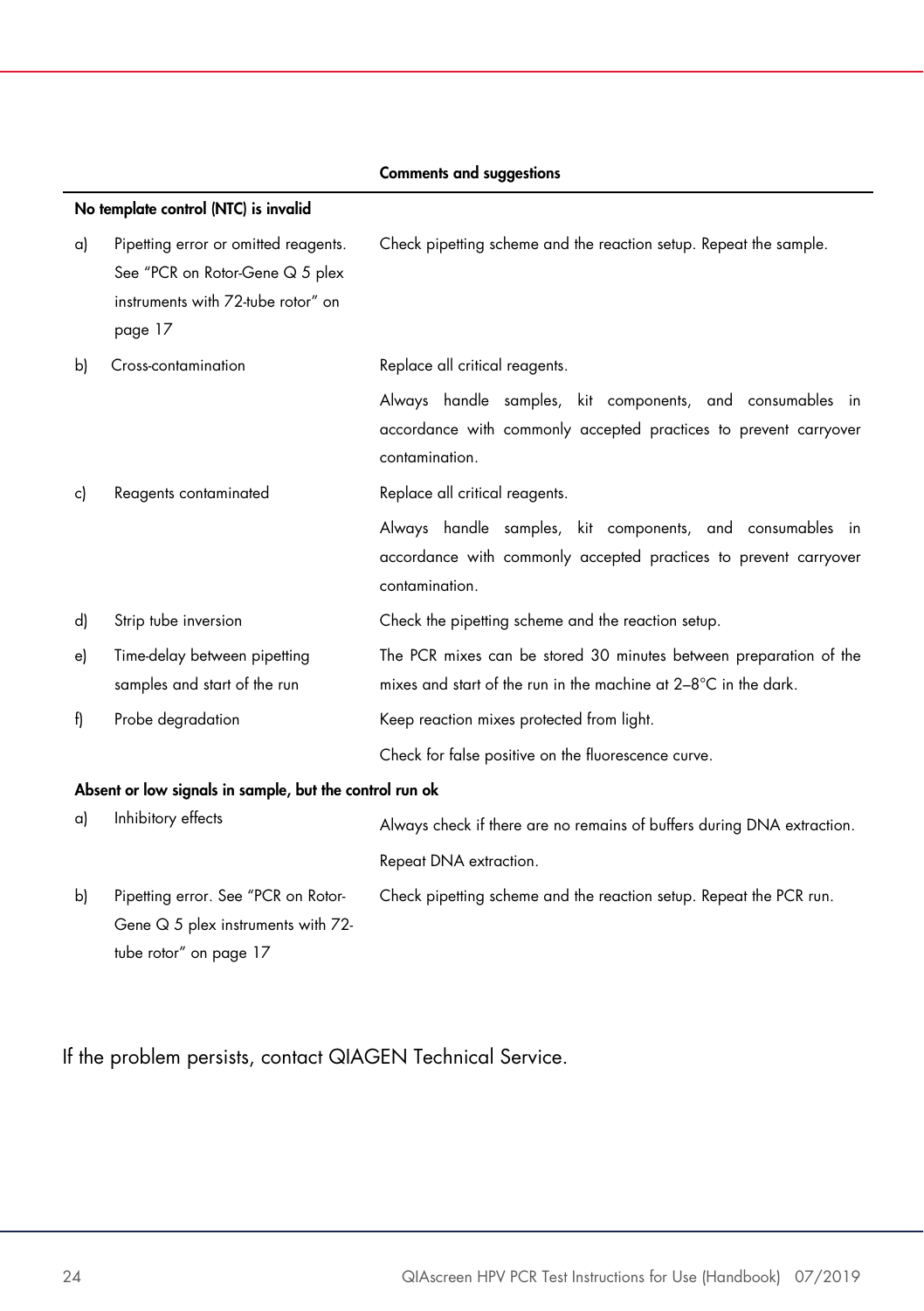| | Comments and suggestions |
|---|---|
| **No template control (NTC) is invalid** | |
| a) Pipetting error or omitted reagents. See "PCR on Rotor-Gene Q 5 plex instruments with 72-tube rotor" on page 17 | Check pipetting scheme and the reaction setup. Repeat the sample. |
| b) Cross-contamination | Replace all critical reagents.<br>Always handle samples, kit components, and consumables in accordance with commonly accepted practices to prevent carryover contamination. |
| c) Reagents contaminated | Replace all critical reagents.<br>Always handle samples, kit components, and consumables in accordance with commonly accepted practices to prevent carryover contamination. |
| d) Strip tube inversion | Check the pipetting scheme and the reaction setup. |
| e) Time-delay between pipetting samples and start of the run | The PCR mixes can be stored 30 minutes between preparation of the mixes and start of the run in the machine at 2–8°C in the dark. |
| f) Probe degradation | Keep reaction mixes protected from light.<br>Check for false positive on the fluorescence curve. |
| **Absent or low signals in sample, but the control run ok** | |
| a) Inhibitory effects | Always check if there are no remains of buffers during DNA extraction.<br>Repeat DNA extraction. |
| b) Pipetting error. See "PCR on Rotor-Gene Q 5 plex instruments with 72-tube rotor" on page 17 | Check pipetting scheme and the reaction setup. Repeat the PCR run. |

If the problem persists, contact QIAGEN Technical Service.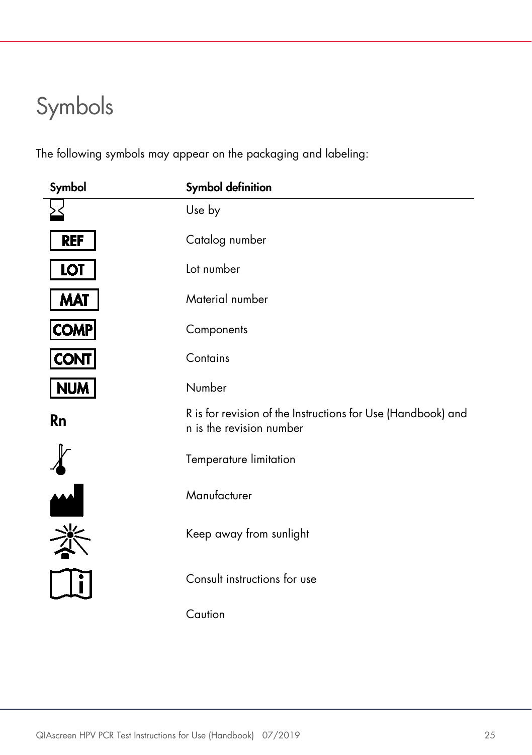# Symbols

The following symbols may appear on the packaging and labeling:

| Symbol | Symbol definition |
| --- | --- |
| | Use by |
| REF | Catalog number |
| LOT | Lot number |
| MAT | Material number |
| COMP | Components |
| CONT | Contains |
| NUM | Number |
| Rn | R is for revision of the Instructions for Use (Handbook) and n is the revision number |
| | Temperature limitation |
| | Manufacturer |
| | Keep away from sunlight |
| | Consult instructions for use |
| | Caution |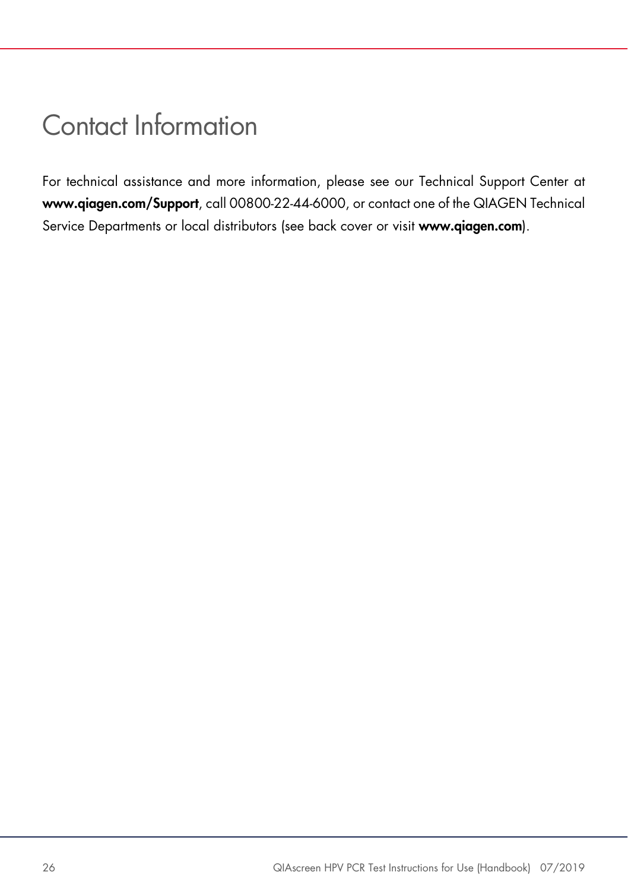# Contact Information

For technical assistance and more information, please see our Technical Support Center at **www.qiagen.com/Support**, call 00800-22-44-6000, or contact one of the QIAGEN Technical Service Departments or local distributors (see back cover or visit **www.qiagen.com**).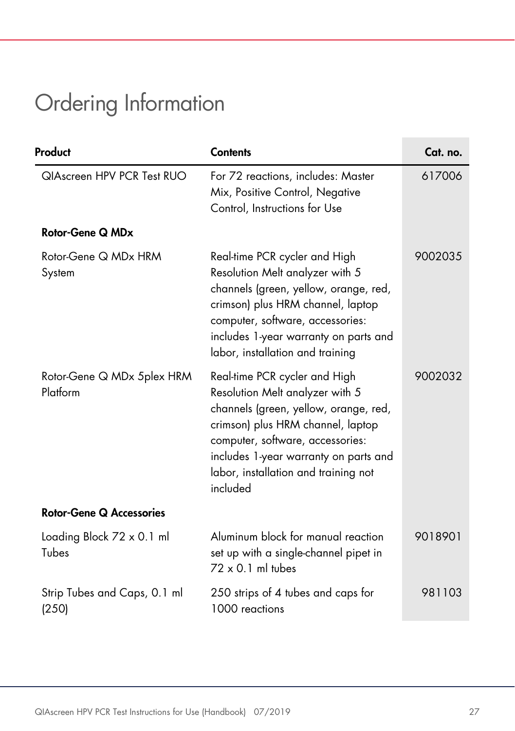# Ordering Information

| Product | Contents | Cat. no. |
|---|---|---|
| QIAscreen HPV PCR Test RUO | For 72 reactions, includes: Master Mix, Positive Control, Negative Control, Instructions for Use | 617006 |
| **Rotor-Gene Q MDx** | | |
| Rotor-Gene Q MDx HRM System | Real-time PCR cycler and High Resolution Melt analyzer with 5 channels (green, yellow, orange, red, crimson) plus HRM channel, laptop computer, software, accessories: includes 1-year warranty on parts and labor, installation and training | 9002035 |
| Rotor-Gene Q MDx 5plex HRM Platform | Real-time PCR cycler and High Resolution Melt analyzer with 5 channels (green, yellow, orange, red, crimson) plus HRM channel, laptop computer, software, accessories: includes 1-year warranty on parts and labor, installation and training not included | 9002032 |
| **Rotor-Gene Q Accessories** | | |
| Loading Block 72 x 0.1 ml Tubes | Aluminum block for manual reaction set up with a single-channel pipet in 72 x 0.1 ml tubes | 9018901 |
| Strip Tubes and Caps, 0.1 ml (250) | 250 strips of 4 tubes and caps for 1000 reactions | 981103 |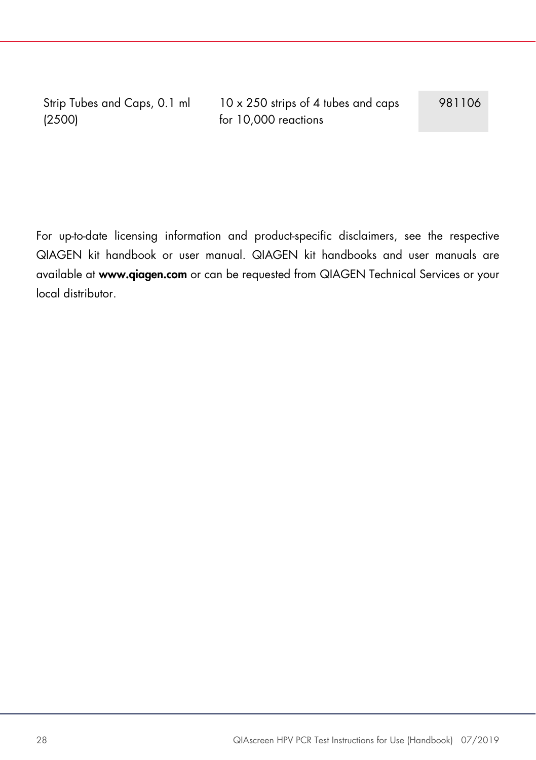| | | |
|---|---|---|
| Strip Tubes and Caps, 0.1 ml (2500) | 10 x 250 strips of 4 tubes and caps for 10,000 reactions | 981106 |

For up-to-date licensing information and product-specific disclaimers, see the respective QIAGEN kit handbook or user manual. QIAGEN kit handbooks and user manuals are available at **www.qiagen.com** or can be requested from QIAGEN Technical Services or your local distributor.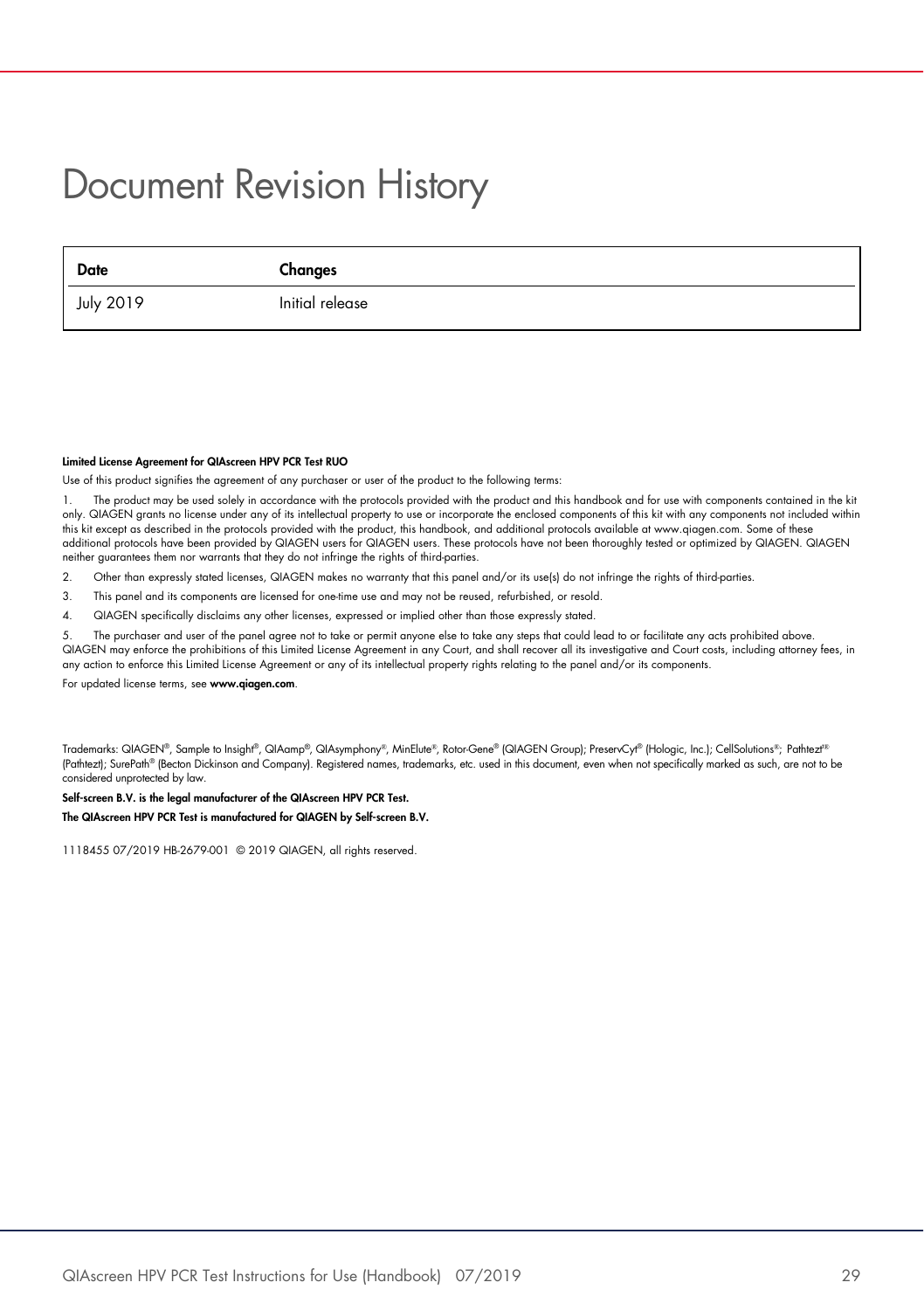# Document Revision History

| Date | Changes |
|---|---|
| July 2019 | Initial release |

**Limited License Agreement for QIAscreen HPV PCR Test RUO**

Use of this product signifies the agreement of any purchaser or user of the product to the following terms:

1. The product may be used solely in accordance with the protocols provided with the product and this handbook and for use with components contained in the kit only. QIAGEN grants no license under any of its intellectual property to use or incorporate the enclosed components of this kit with any components not included within this kit except as described in the protocols provided with the product, this handbook, and additional protocols available at www.qiagen.com. Some of these additional protocols have been provided by QIAGEN users for QIAGEN users. These protocols have not been thoroughly tested or optimized by QIAGEN. QIAGEN neither guarantees them nor warrants that they do not infringe the rights of third-parties.
2. Other than expressly stated licenses, QIAGEN makes no warranty that this panel and/or its use(s) do not infringe the rights of third-parties.
3. This panel and its components are licensed for one-time use and may not be reused, refurbished, or resold.
4. QIAGEN specifically disclaims any other licenses, expressed or implied other than those expressly stated.
5. The purchaser and user of the panel agree not to take or permit anyone else to take any steps that could lead to or facilitate any acts prohibited above.

QIAGEN may enforce the prohibitions of this Limited License Agreement in any Court, and shall recover all its investigative and Court costs, including attorney fees, in any action to enforce this Limited License Agreement or any of its intellectual property rights relating to the panel and/or its components.

For updated license terms, see **www.qiagen.com**.

Trademarks: QIAGEN®, Sample to Insight®, QIAamp®, QIAsymphony®, MinElute®, Rotor-Gene® (QIAGEN Group); PreservCyt® (Hologic, Inc.); CellSolutions®; Pathtezt® (Pathtezt); SurePath® (Becton Dickinson and Company). Registered names, trademarks, etc. used in this document, even when not specifically marked as such, are not to be considered unprotected by law.

**Self-screen B.V. is the legal manufacturer of the QIAscreen HPV PCR Test.**

**The QIAscreen HPV PCR Test is manufactured for QIAGEN by Self-screen B.V.**

1118455 07/2019 HB-2679-001 © 2019 QIAGEN, all rights reserved.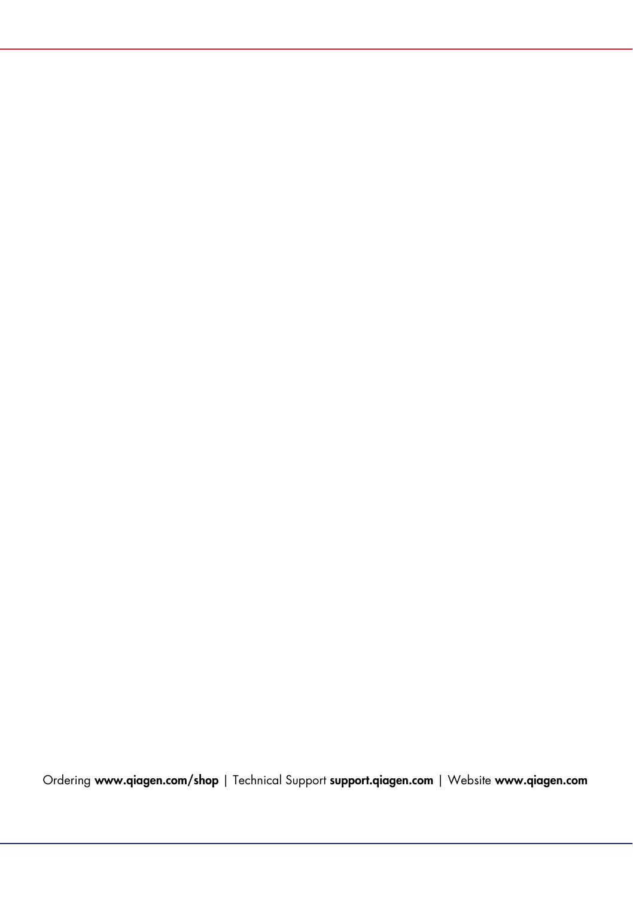Ordering **www.qiagen.com/shop** | Technical Support **support.qiagen.com** | Website **www.qiagen.com**